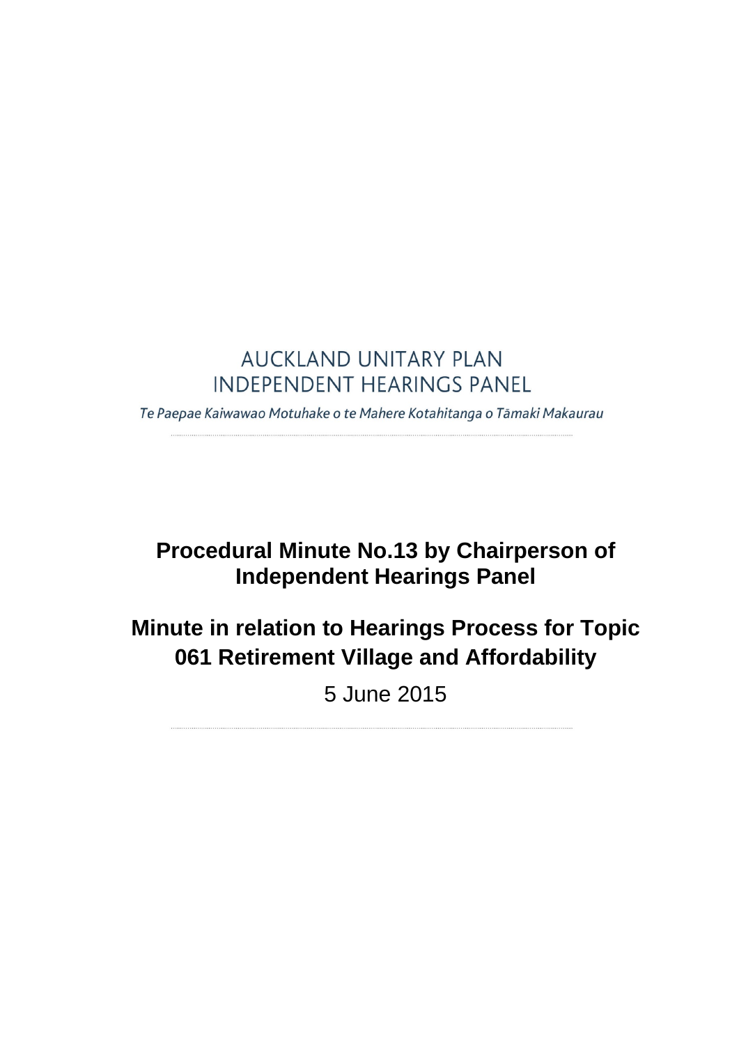AUCKLAND UNITARY PLAN
INDEPENDENT HEARINGS PANEL

*Te Paepae Kaiwawao Motuhake o te Mahere Kotahitanga o Tāmaki Makaurau*

# Procedural Minute No.13 by Chairperson of Independent Hearings Panel

# Minute in relation to Hearings Process for Topic 061 Retirement Village and Affordability

5 June 2015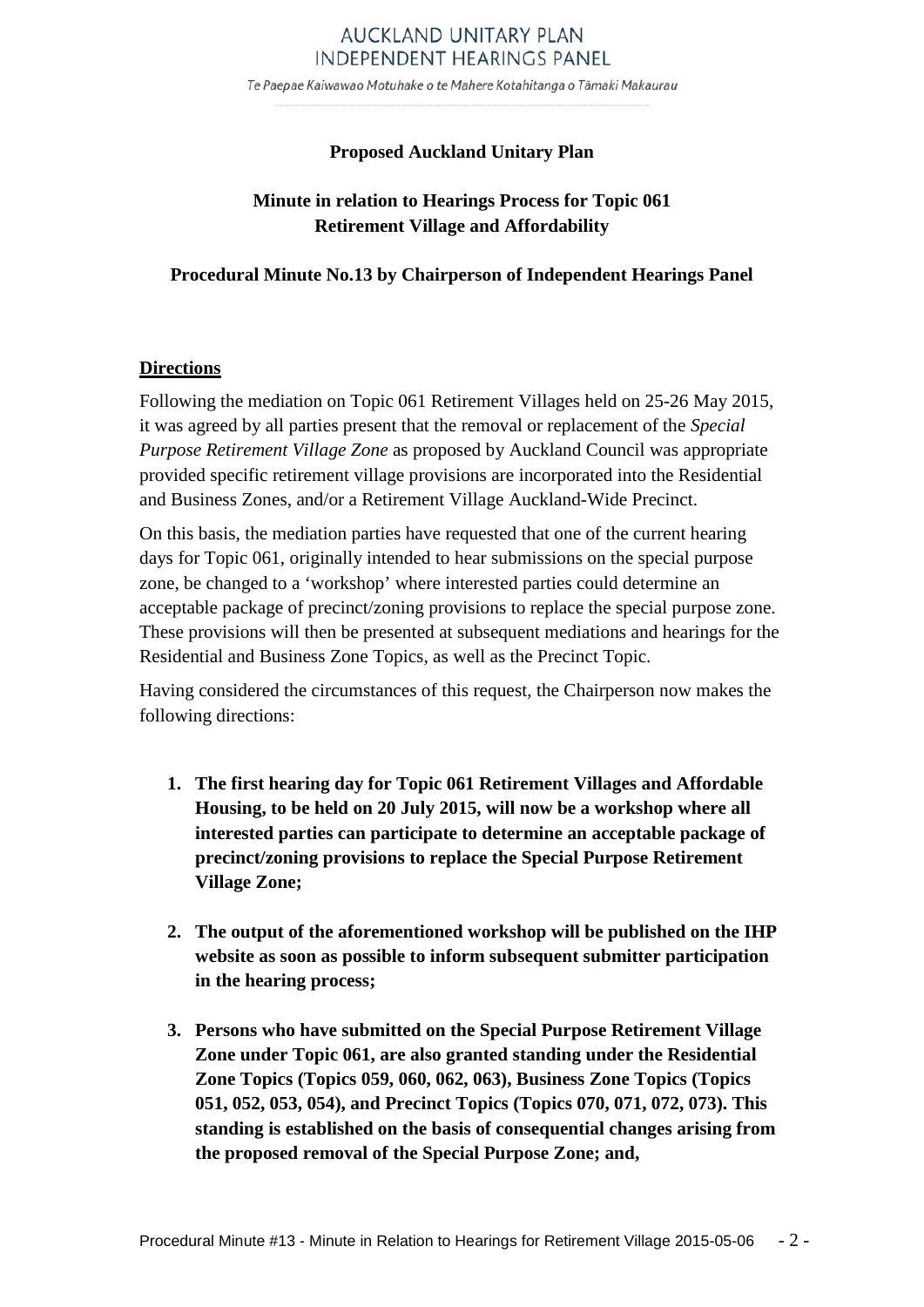# AUCKLAND UNITARY PLAN
# INDEPENDENT HEARINGS PANEL

*Te Paepae Kaiwawao Motuhake o te Mahere Kotahitanga o Tāmaki Makaurau*

**Proposed Auckland Unitary Plan**

**Minute in relation to Hearings Process for Topic 061**
**Retirement Village and Affordability**

**Procedural Minute No.13 by Chairperson of Independent Hearings Panel**

## Directions

Following the mediation on Topic 061 Retirement Villages held on 25-26 May 2015, it was agreed by all parties present that the removal or replacement of the *Special Purpose Retirement Village Zone* as proposed by Auckland Council was appropriate provided specific retirement village provisions are incorporated into the Residential and Business Zones, and/or a Retirement Village Auckland-Wide Precinct.

On this basis, the mediation parties have requested that one of the current hearing days for Topic 061, originally intended to hear submissions on the special purpose zone, be changed to a 'workshop' where interested parties could determine an acceptable package of precinct/zoning provisions to replace the special purpose zone. These provisions will then be presented at subsequent mediations and hearings for the Residential and Business Zone Topics, as well as the Precinct Topic.

Having considered the circumstances of this request, the Chairperson now makes the following directions:

1. **The first hearing day for Topic 061 Retirement Villages and Affordable Housing, to be held on 20 July 2015, will now be a workshop where all interested parties can participate to determine an acceptable package of precinct/zoning provisions to replace the Special Purpose Retirement Village Zone;**

2. **The output of the aforementioned workshop will be published on the IHP website as soon as possible to inform subsequent submitter participation in the hearing process;**

3. **Persons who have submitted on the Special Purpose Retirement Village Zone under Topic 061, are also granted standing under the Residential Zone Topics (Topics 059, 060, 062, 063), Business Zone Topics (Topics 051, 052, 053, 054), and Precinct Topics (Topics 070, 071, 072, 073). This standing is established on the basis of consequential changes arising from the proposed removal of the Special Purpose Zone; and,**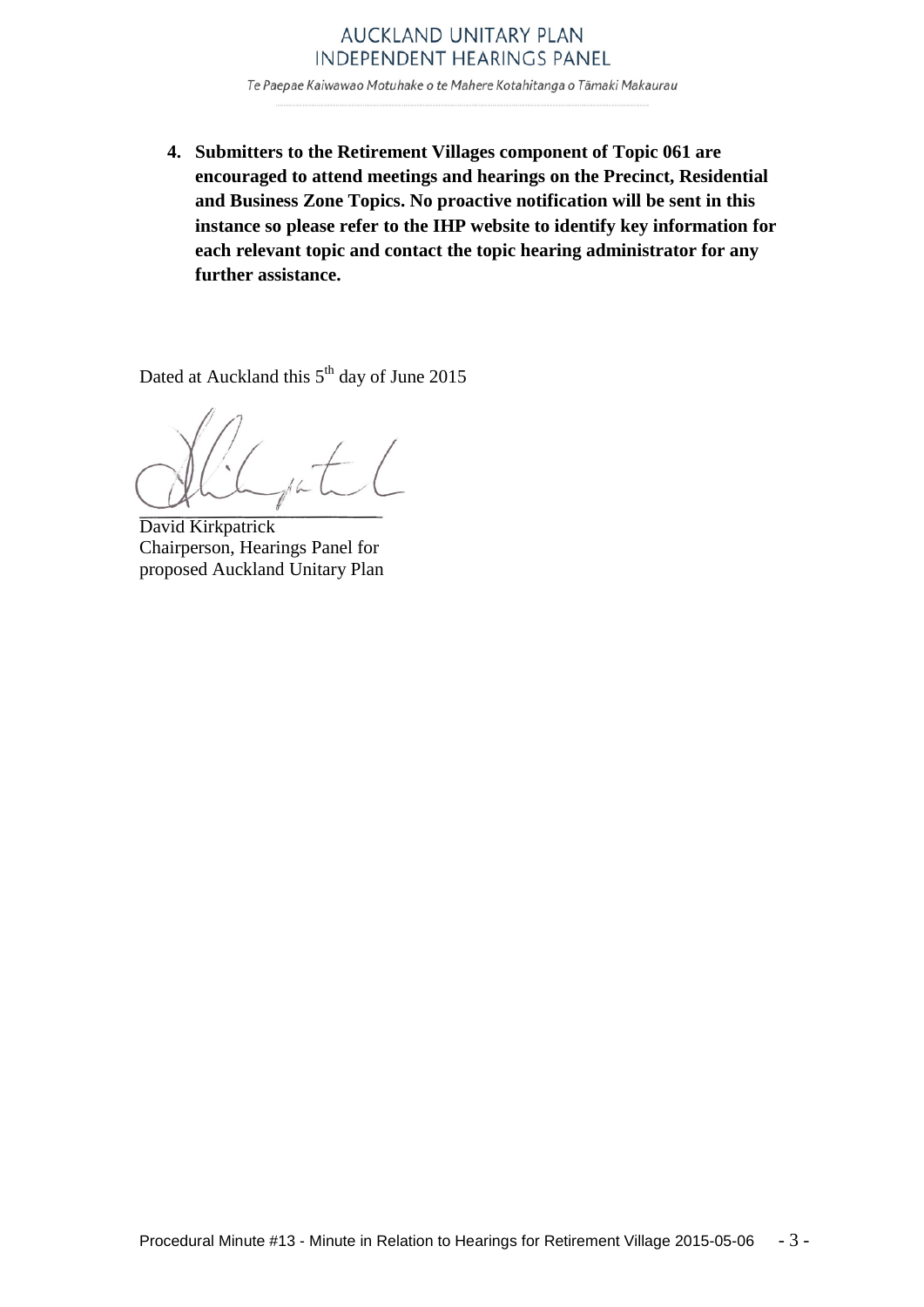4. **Submitters to the Retirement Villages component of Topic 061 are encouraged to attend meetings and hearings on the Precinct, Residential and Business Zone Topics. No proactive notification will be sent in this instance so please refer to the IHP website to identify key information for each relevant topic and contact the topic hearing administrator for any further assistance.**

Dated at Auckland this 5th day of June 2015

David Kirkpatrick
Chairperson, Hearings Panel for
proposed Auckland Unitary Plan